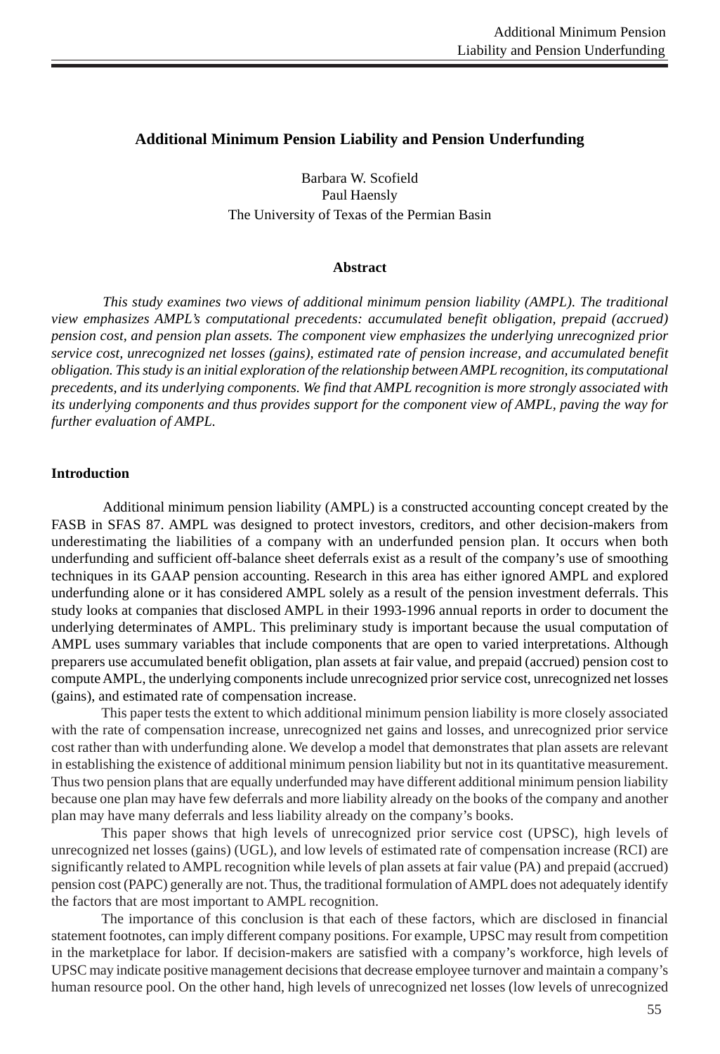## Additional Minimum Pension Liability and Pension Underfunding

Barbara W. Scofield
Paul Haensly
The University of Texas of the Permian Basin

### Abstract

*This study examines two views of additional minimum pension liability (AMPL). The traditional view emphasizes AMPL's computational precedents: accumulated benefit obligation, prepaid (accrued) pension cost, and pension plan assets. The component view emphasizes the underlying unrecognized prior service cost, unrecognized net losses (gains), estimated rate of pension increase, and accumulated benefit obligation. This study is an initial exploration of the relationship between AMPL recognition, its computational precedents, and its underlying components. We find that AMPL recognition is more strongly associated with its underlying components and thus provides support for the component view of AMPL, paving the way for further evaluation of AMPL.*

### Introduction

Additional minimum pension liability (AMPL) is a constructed accounting concept created by the FASB in SFAS 87. AMPL was designed to protect investors, creditors, and other decision-makers from underestimating the liabilities of a company with an underfunded pension plan. It occurs when both underfunding and sufficient off-balance sheet deferrals exist as a result of the company's use of smoothing techniques in its GAAP pension accounting. Research in this area has either ignored AMPL and explored underfunding alone or it has considered AMPL solely as a result of the pension investment deferrals. This study looks at companies that disclosed AMPL in their 1993-1996 annual reports in order to document the underlying determinates of AMPL. This preliminary study is important because the usual computation of AMPL uses summary variables that include components that are open to varied interpretations. Although preparers use accumulated benefit obligation, plan assets at fair value, and prepaid (accrued) pension cost to compute AMPL, the underlying components include unrecognized prior service cost, unrecognized net losses (gains), and estimated rate of compensation increase.

This paper tests the extent to which additional minimum pension liability is more closely associated with the rate of compensation increase, unrecognized net gains and losses, and unrecognized prior service cost rather than with underfunding alone. We develop a model that demonstrates that plan assets are relevant in establishing the existence of additional minimum pension liability but not in its quantitative measurement. Thus two pension plans that are equally underfunded may have different additional minimum pension liability because one plan may have few deferrals and more liability already on the books of the company and another plan may have many deferrals and less liability already on the company's books.

This paper shows that high levels of unrecognized prior service cost (UPSC), high levels of unrecognized net losses (gains) (UGL), and low levels of estimated rate of compensation increase (RCI) are significantly related to AMPL recognition while levels of plan assets at fair value (PA) and prepaid (accrued) pension cost (PAPC) generally are not. Thus, the traditional formulation of AMPL does not adequately identify the factors that are most important to AMPL recognition.

The importance of this conclusion is that each of these factors, which are disclosed in financial statement footnotes, can imply different company positions. For example, UPSC may result from competition in the marketplace for labor. If decision-makers are satisfied with a company's workforce, high levels of UPSC may indicate positive management decisions that decrease employee turnover and maintain a company's human resource pool. On the other hand, high levels of unrecognized net losses (low levels of unrecognized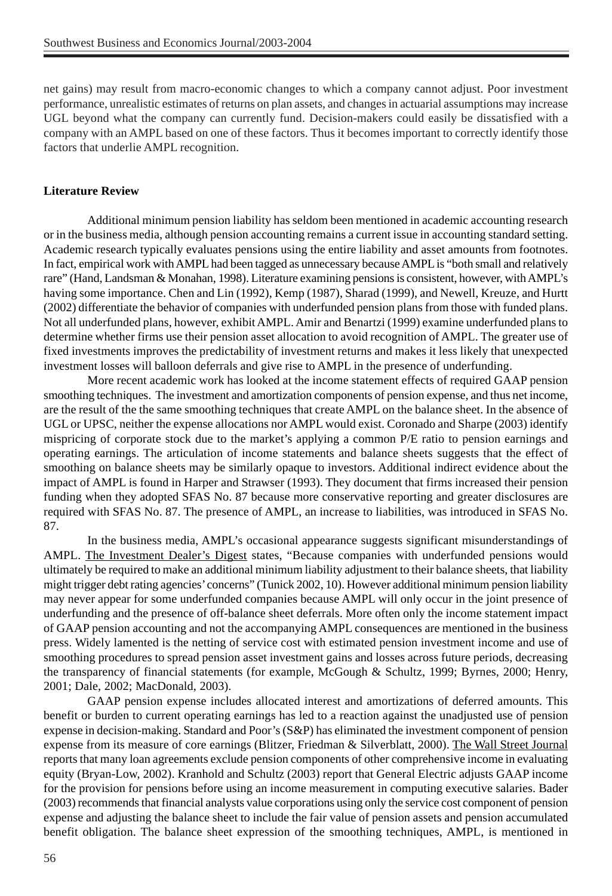net gains) may result from macro-economic changes to which a company cannot adjust. Poor investment performance, unrealistic estimates of returns on plan assets, and changes in actuarial assumptions may increase UGL beyond what the company can currently fund. Decision-makers could easily be dissatisfied with a company with an AMPL based on one of these factors. Thus it becomes important to correctly identify those factors that underlie AMPL recognition.

**Literature Review**

Additional minimum pension liability has seldom been mentioned in academic accounting research or in the business media, although pension accounting remains a current issue in accounting standard setting. Academic research typically evaluates pensions using the entire liability and asset amounts from footnotes. In fact, empirical work with AMPL had been tagged as unnecessary because AMPL is "both small and relatively rare" (Hand, Landsman & Monahan, 1998). Literature examining pensions is consistent, however, with AMPL's having some importance. Chen and Lin (1992), Kemp (1987), Sharad (1999), and Newell, Kreuze, and Hurtt (2002) differentiate the behavior of companies with underfunded pension plans from those with funded plans. Not all underfunded plans, however, exhibit AMPL. Amir and Benartzi (1999) examine underfunded plans to determine whether firms use their pension asset allocation to avoid recognition of AMPL. The greater use of fixed investments improves the predictability of investment returns and makes it less likely that unexpected investment losses will balloon deferrals and give rise to AMPL in the presence of underfunding.

More recent academic work has looked at the income statement effects of required GAAP pension smoothing techniques. The investment and amortization components of pension expense, and thus net income, are the result of the the same smoothing techniques that create AMPL on the balance sheet. In the absence of UGL or UPSC, neither the expense allocations nor AMPL would exist. Coronado and Sharpe (2003) identify mispricing of corporate stock due to the market's applying a common P/E ratio to pension earnings and operating earnings. The articulation of income statements and balance sheets suggests that the effect of smoothing on balance sheets may be similarly opaque to investors. Additional indirect evidence about the impact of AMPL is found in Harper and Strawser (1993). They document that firms increased their pension funding when they adopted SFAS No. 87 because more conservative reporting and greater disclosures are required with SFAS No. 87. The presence of AMPL, an increase to liabilities, was introduced in SFAS No. 87.

In the business media, AMPL's occasional appearance suggests significant misunderstandings of AMPL. The Investment Dealer's Digest states, "Because companies with underfunded pensions would ultimately be required to make an additional minimum liability adjustment to their balance sheets, that liability might trigger debt rating agencies' concerns" (Tunick 2002, 10). However additional minimum pension liability may never appear for some underfunded companies because AMPL will only occur in the joint presence of underfunding and the presence of off-balance sheet deferrals. More often only the income statement impact of GAAP pension accounting and not the accompanying AMPL consequences are mentioned in the business press. Widely lamented is the netting of service cost with estimated pension investment income and use of smoothing procedures to spread pension asset investment gains and losses across future periods, decreasing the transparency of financial statements (for example, McGough & Schultz, 1999; Byrnes, 2000; Henry, 2001; Dale, 2002; MacDonald, 2003).

GAAP pension expense includes allocated interest and amortizations of deferred amounts. This benefit or burden to current operating earnings has led to a reaction against the unadjusted use of pension expense in decision-making. Standard and Poor's (S&P) has eliminated the investment component of pension expense from its measure of core earnings (Blitzer, Friedman & Silverblatt, 2000). The Wall Street Journal reports that many loan agreements exclude pension components of other comprehensive income in evaluating equity (Bryan-Low, 2002). Kranhold and Schultz (2003) report that General Electric adjusts GAAP income for the provision for pensions before using an income measurement in computing executive salaries. Bader (2003) recommends that financial analysts value corporations using only the service cost component of pension expense and adjusting the balance sheet to include the fair value of pension assets and pension accumulated benefit obligation. The balance sheet expression of the smoothing techniques, AMPL, is mentioned in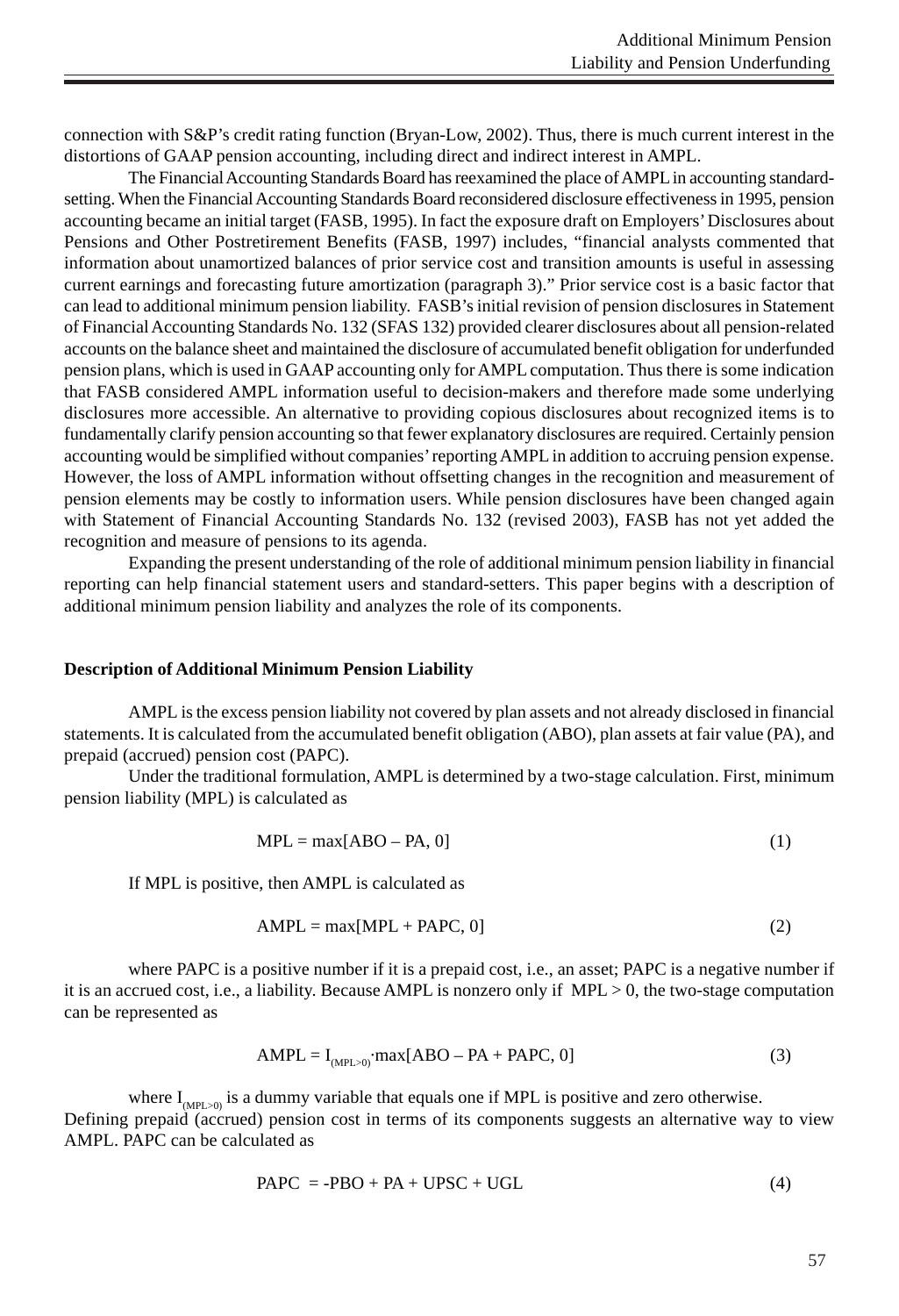connection with S&P's credit rating function (Bryan-Low, 2002). Thus, there is much current interest in the distortions of GAAP pension accounting, including direct and indirect interest in AMPL.

The Financial Accounting Standards Board has reexamined the place of AMPL in accounting standard-setting. When the Financial Accounting Standards Board reconsidered disclosure effectiveness in 1995, pension accounting became an initial target (FASB, 1995). In fact the exposure draft on Employers' Disclosures about Pensions and Other Postretirement Benefits (FASB, 1997) includes, "financial analysts commented that information about unamortized balances of prior service cost and transition amounts is useful in assessing current earnings and forecasting future amortization (paragraph 3)." Prior service cost is a basic factor that can lead to additional minimum pension liability. FASB's initial revision of pension disclosures in Statement of Financial Accounting Standards No. 132 (SFAS 132) provided clearer disclosures about all pension-related accounts on the balance sheet and maintained the disclosure of accumulated benefit obligation for underfunded pension plans, which is used in GAAP accounting only for AMPL computation. Thus there is some indication that FASB considered AMPL information useful to decision-makers and therefore made some underlying disclosures more accessible. An alternative to providing copious disclosures about recognized items is to fundamentally clarify pension accounting so that fewer explanatory disclosures are required. Certainly pension accounting would be simplified without companies' reporting AMPL in addition to accruing pension expense. However, the loss of AMPL information without offsetting changes in the recognition and measurement of pension elements may be costly to information users. While pension disclosures have been changed again with Statement of Financial Accounting Standards No. 132 (revised 2003), FASB has not yet added the recognition and measure of pensions to its agenda.

Expanding the present understanding of the role of additional minimum pension liability in financial reporting can help financial statement users and standard-setters. This paper begins with a description of additional minimum pension liability and analyzes the role of its components.

### Description of Additional Minimum Pension Liability

AMPL is the excess pension liability not covered by plan assets and not already disclosed in financial statements. It is calculated from the accumulated benefit obligation (ABO), plan assets at fair value (PA), and prepaid (accrued) pension cost (PAPC).

Under the traditional formulation, AMPL is determined by a two-stage calculation. First, minimum pension liability (MPL) is calculated as

$$\text{MPL} = \max[\text{ABO} - \text{PA}, 0] \tag{1}$$

If MPL is positive, then AMPL is calculated as

$$\text{AMPL} = \max[\text{MPL} + \text{PAPC}, 0] \tag{2}$$

where PAPC is a positive number if it is a prepaid cost, i.e., an asset; PAPC is a negative number if it is an accrued cost, i.e., a liability. Because AMPL is nonzero only if MPL > 0, the two-stage computation can be represented as

$$\text{AMPL} = I_{(\text{MPL}>0)} \cdot \max[\text{ABO} - \text{PA} + \text{PAPC}, 0] \tag{3}$$

where $I_{(\text{MPL}>0)}$ is a dummy variable that equals one if MPL is positive and zero otherwise.

Defining prepaid (accrued) pension cost in terms of its components suggests an alternative way to view AMPL. PAPC can be calculated as

$$\text{PAPC} = -\text{PBO} + \text{PA} + \text{UPSC} + \text{UGL} \tag{4}$$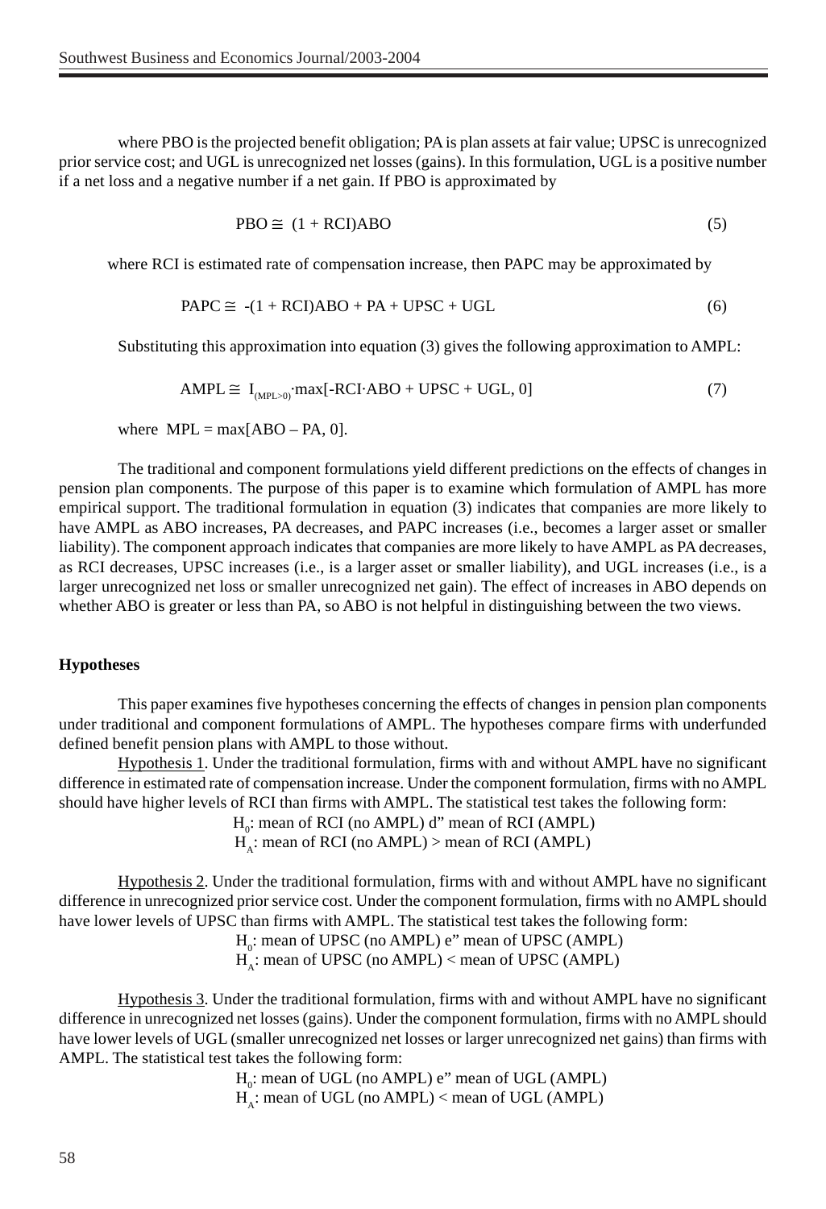where PBO is the projected benefit obligation; PA is plan assets at fair value; UPSC is unrecognized prior service cost; and UGL is unrecognized net losses (gains). In this formulation, UGL is a positive number if a net loss and a negative number if a net gain. If PBO is approximated by

$$\text{PBO} \cong (1 + \text{RCI})\text{ABO} \tag{5}$$

where RCI is estimated rate of compensation increase, then PAPC may be approximated by

$$\text{PAPC} \cong -(1 + \text{RCI})\text{ABO} + \text{PA} + \text{UPSC} + \text{UGL} \tag{6}$$

Substituting this approximation into equation (3) gives the following approximation to AMPL:

$$\text{AMPL} \cong I_{(\text{MPL}>0)} \cdot \max[-\text{RCI} \cdot \text{ABO} + \text{UPSC} + \text{UGL}, 0] \tag{7}$$

where MPL = max[ABO – PA, 0].

The traditional and component formulations yield different predictions on the effects of changes in pension plan components. The purpose of this paper is to examine which formulation of AMPL has more empirical support. The traditional formulation in equation (3) indicates that companies are more likely to have AMPL as ABO increases, PA decreases, and PAPC increases (i.e., becomes a larger asset or smaller liability). The component approach indicates that companies are more likely to have AMPL as PA decreases, as RCI decreases, UPSC increases (i.e., is a larger asset or smaller liability), and UGL increases (i.e., is a larger unrecognized net loss or smaller unrecognized net gain). The effect of increases in ABO depends on whether ABO is greater or less than PA, so ABO is not helpful in distinguishing between the two views.

## Hypotheses

This paper examines five hypotheses concerning the effects of changes in pension plan components under traditional and component formulations of AMPL. The hypotheses compare firms with underfunded defined benefit pension plans with AMPL to those without.

Hypothesis 1. Under the traditional formulation, firms with and without AMPL have no significant difference in estimated rate of compensation increase. Under the component formulation, firms with no AMPL should have higher levels of RCI than firms with AMPL. The statistical test takes the following form:

$H_0$: mean of RCI (no AMPL) $\leq$ mean of RCI (AMPL)
$H_A$: mean of RCI (no AMPL) > mean of RCI (AMPL)

Hypothesis 2. Under the traditional formulation, firms with and without AMPL have no significant difference in unrecognized prior service cost. Under the component formulation, firms with no AMPL should have lower levels of UPSC than firms with AMPL. The statistical test takes the following form:

$H_0$: mean of UPSC (no AMPL) $\geq$ mean of UPSC (AMPL)
$H_A$: mean of UPSC (no AMPL) < mean of UPSC (AMPL)

Hypothesis 3. Under the traditional formulation, firms with and without AMPL have no significant difference in unrecognized net losses (gains). Under the component formulation, firms with no AMPL should have lower levels of UGL (smaller unrecognized net losses or larger unrecognized net gains) than firms with AMPL. The statistical test takes the following form:

$H_0$: mean of UGL (no AMPL) $\geq$ mean of UGL (AMPL)
$H_A$: mean of UGL (no AMPL) < mean of UGL (AMPL)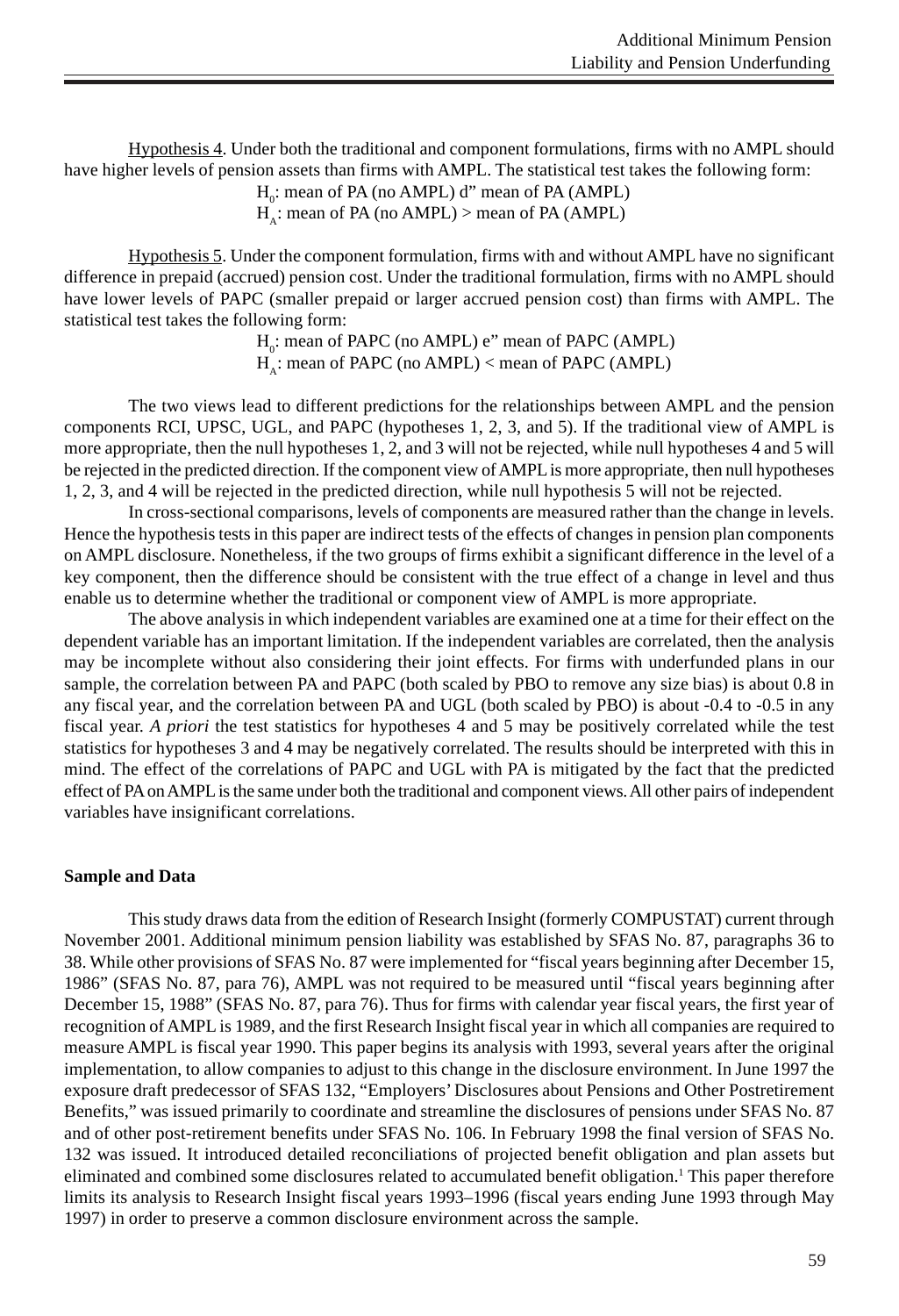Hypothesis 4. Under both the traditional and component formulations, firms with no AMPL should have higher levels of pension assets than firms with AMPL. The statistical test takes the following form:

$H_0$: mean of PA (no AMPL) ≤ mean of PA (AMPL)

$H_A$: mean of PA (no AMPL) > mean of PA (AMPL)

Hypothesis 5. Under the component formulation, firms with and without AMPL have no significant difference in prepaid (accrued) pension cost. Under the traditional formulation, firms with no AMPL should have lower levels of PAPC (smaller prepaid or larger accrued pension cost) than firms with AMPL. The statistical test takes the following form:

$H_0$: mean of PAPC (no AMPL) ≥ mean of PAPC (AMPL)

$H_A$: mean of PAPC (no AMPL) < mean of PAPC (AMPL)

The two views lead to different predictions for the relationships between AMPL and the pension components RCI, UPSC, UGL, and PAPC (hypotheses 1, 2, 3, and 5). If the traditional view of AMPL is more appropriate, then the null hypotheses 1, 2, and 3 will not be rejected, while null hypotheses 4 and 5 will be rejected in the predicted direction. If the component view of AMPL is more appropriate, then null hypotheses 1, 2, 3, and 4 will be rejected in the predicted direction, while null hypothesis 5 will not be rejected.

In cross-sectional comparisons, levels of components are measured rather than the change in levels. Hence the hypothesis tests in this paper are indirect tests of the effects of changes in pension plan components on AMPL disclosure. Nonetheless, if the two groups of firms exhibit a significant difference in the level of a key component, then the difference should be consistent with the true effect of a change in level and thus enable us to determine whether the traditional or component view of AMPL is more appropriate.

The above analysis in which independent variables are examined one at a time for their effect on the dependent variable has an important limitation. If the independent variables are correlated, then the analysis may be incomplete without also considering their joint effects. For firms with underfunded plans in our sample, the correlation between PA and PAPC (both scaled by PBO to remove any size bias) is about 0.8 in any fiscal year, and the correlation between PA and UGL (both scaled by PBO) is about -0.4 to -0.5 in any fiscal year. *A priori* the test statistics for hypotheses 4 and 5 may be positively correlated while the test statistics for hypotheses 3 and 4 may be negatively correlated. The results should be interpreted with this in mind. The effect of the correlations of PAPC and UGL with PA is mitigated by the fact that the predicted effect of PA on AMPL is the same under both the traditional and component views. All other pairs of independent variables have insignificant correlations.

**Sample and Data**

This study draws data from the edition of Research Insight (formerly COMPUSTAT) current through November 2001. Additional minimum pension liability was established by SFAS No. 87, paragraphs 36 to 38. While other provisions of SFAS No. 87 were implemented for "fiscal years beginning after December 15, 1986" (SFAS No. 87, para 76), AMPL was not required to be measured until "fiscal years beginning after December 15, 1988" (SFAS No. 87, para 76). Thus for firms with calendar year fiscal years, the first year of recognition of AMPL is 1989, and the first Research Insight fiscal year in which all companies are required to measure AMPL is fiscal year 1990. This paper begins its analysis with 1993, several years after the original implementation, to allow companies to adjust to this change in the disclosure environment. In June 1997 the exposure draft predecessor of SFAS 132, "Employers' Disclosures about Pensions and Other Postretirement Benefits," was issued primarily to coordinate and streamline the disclosures of pensions under SFAS No. 87 and of other post-retirement benefits under SFAS No. 106. In February 1998 the final version of SFAS No. 132 was issued. It introduced detailed reconciliations of projected benefit obligation and plan assets but eliminated and combined some disclosures related to accumulated benefit obligation.[1] This paper therefore limits its analysis to Research Insight fiscal years 1993–1996 (fiscal years ending June 1993 through May 1997) in order to preserve a common disclosure environment across the sample.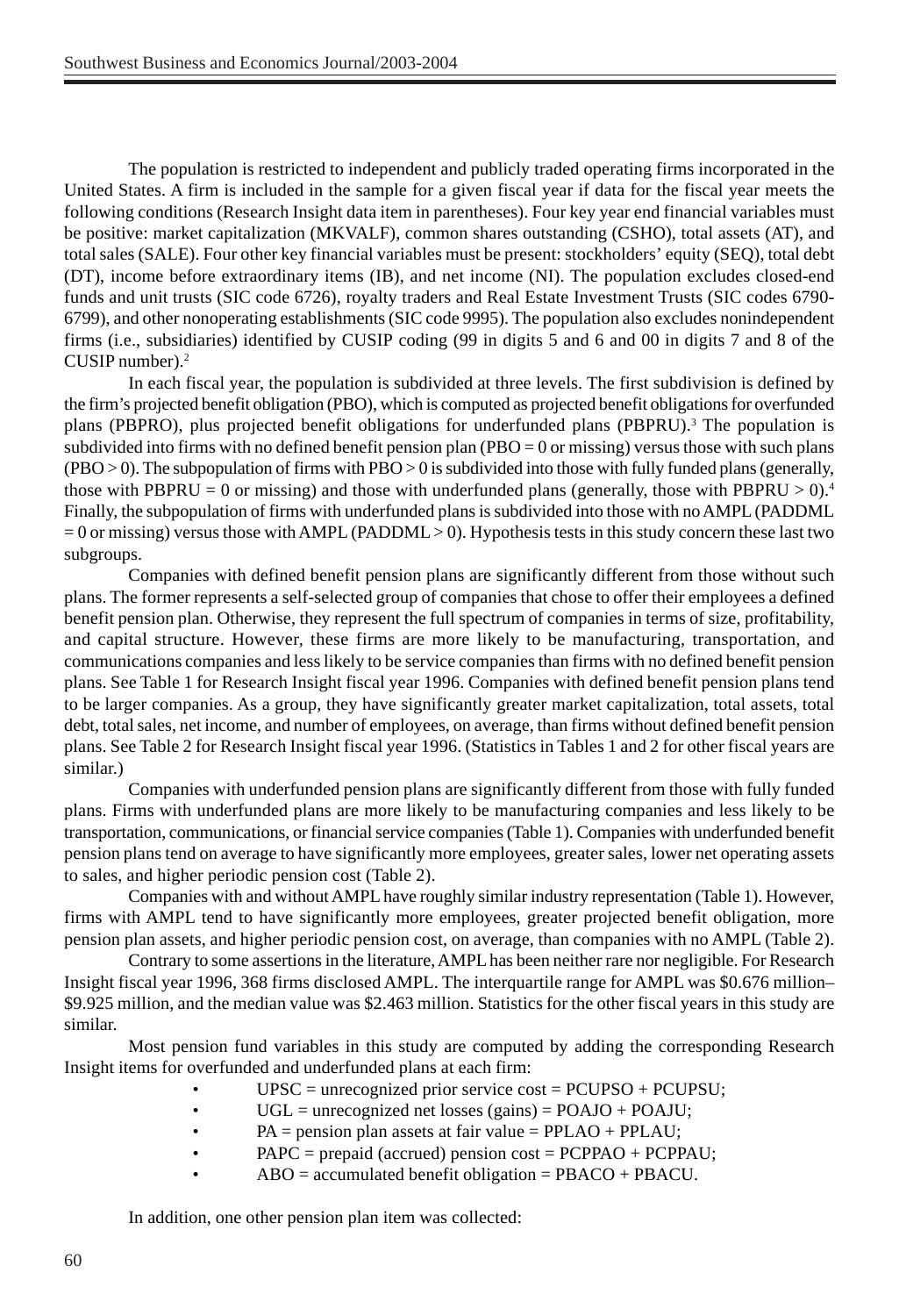The population is restricted to independent and publicly traded operating firms incorporated in the United States. A firm is included in the sample for a given fiscal year if data for the fiscal year meets the following conditions (Research Insight data item in parentheses). Four key year end financial variables must be positive: market capitalization (MKVALF), common shares outstanding (CSHO), total assets (AT), and total sales (SALE). Four other key financial variables must be present: stockholders' equity (SEQ), total debt (DT), income before extraordinary items (IB), and net income (NI). The population excludes closed-end funds and unit trusts (SIC code 6726), royalty traders and Real Estate Investment Trusts (SIC codes 6790-6799), and other nonoperating establishments (SIC code 9995). The population also excludes nonindependent firms (i.e., subsidiaries) identified by CUSIP coding (99 in digits 5 and 6 and 00 in digits 7 and 8 of the CUSIP number).[2]

In each fiscal year, the population is subdivided at three levels. The first subdivision is defined by the firm's projected benefit obligation (PBO), which is computed as projected benefit obligations for overfunded plans (PBPRO), plus projected benefit obligations for underfunded plans (PBPRU).[3] The population is subdivided into firms with no defined benefit pension plan (PBO = 0 or missing) versus those with such plans (PBO > 0). The subpopulation of firms with PBO > 0 is subdivided into those with fully funded plans (generally, those with PBPRU = 0 or missing) and those with underfunded plans (generally, those with PBPRU > 0).[4] Finally, the subpopulation of firms with underfunded plans is subdivided into those with no AMPL (PADDML = 0 or missing) versus those with AMPL (PADDML > 0). Hypothesis tests in this study concern these last two subgroups.

Companies with defined benefit pension plans are significantly different from those without such plans. The former represents a self-selected group of companies that chose to offer their employees a defined benefit pension plan. Otherwise, they represent the full spectrum of companies in terms of size, profitability, and capital structure. However, these firms are more likely to be manufacturing, transportation, and communications companies and less likely to be service companies than firms with no defined benefit pension plans. See Table 1 for Research Insight fiscal year 1996. Companies with defined benefit pension plans tend to be larger companies. As a group, they have significantly greater market capitalization, total assets, total debt, total sales, net income, and number of employees, on average, than firms without defined benefit pension plans. See Table 2 for Research Insight fiscal year 1996. (Statistics in Tables 1 and 2 for other fiscal years are similar.)

Companies with underfunded pension plans are significantly different from those with fully funded plans. Firms with underfunded plans are more likely to be manufacturing companies and less likely to be transportation, communications, or financial service companies (Table 1). Companies with underfunded benefit pension plans tend on average to have significantly more employees, greater sales, lower net operating assets to sales, and higher periodic pension cost (Table 2).

Companies with and without AMPL have roughly similar industry representation (Table 1). However, firms with AMPL tend to have significantly more employees, greater projected benefit obligation, more pension plan assets, and higher periodic pension cost, on average, than companies with no AMPL (Table 2).

Contrary to some assertions in the literature, AMPL has been neither rare nor negligible. For Research Insight fiscal year 1996, 368 firms disclosed AMPL. The interquartile range for AMPL was \$0.676 million–\$9.925 million, and the median value was \$2.463 million. Statistics for the other fiscal years in this study are similar.

Most pension fund variables in this study are computed by adding the corresponding Research Insight items for overfunded and underfunded plans at each firm:

- UPSC = unrecognized prior service cost = PCUPSO + PCUPSU;
- UGL = unrecognized net losses (gains) = POAJO + POAJU;
- PA = pension plan assets at fair value = PPLAO + PPLAU;
- PAPC = prepaid (accrued) pension cost = PCPPAO + PCPPAU;
- ABO = accumulated benefit obligation = PBACO + PBACU.

In addition, one other pension plan item was collected: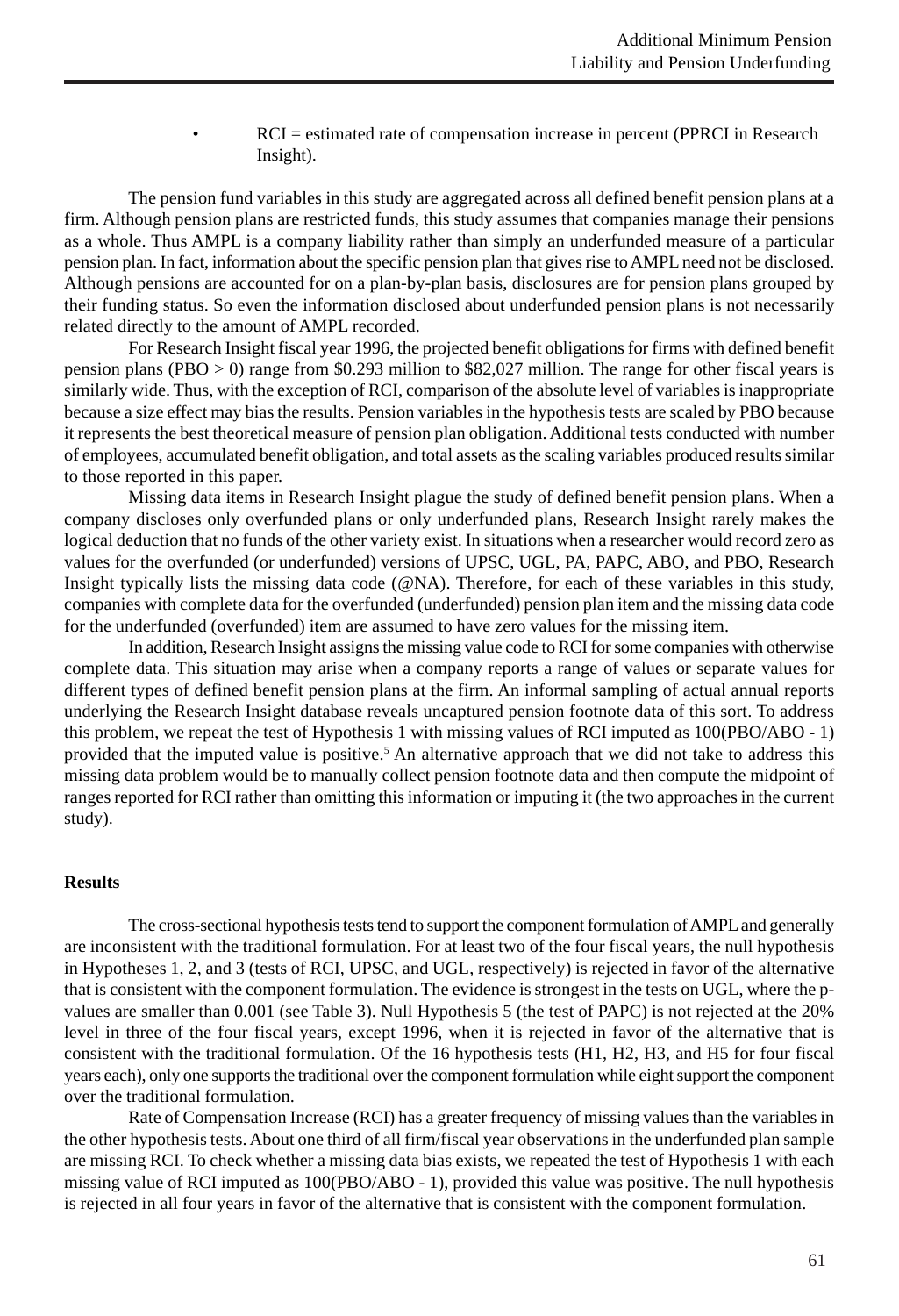- RCI = estimated rate of compensation increase in percent (PPRCI in Research Insight).

The pension fund variables in this study are aggregated across all defined benefit pension plans at a firm. Although pension plans are restricted funds, this study assumes that companies manage their pensions as a whole. Thus AMPL is a company liability rather than simply an underfunded measure of a particular pension plan. In fact, information about the specific pension plan that gives rise to AMPL need not be disclosed. Although pensions are accounted for on a plan-by-plan basis, disclosures are for pension plans grouped by their funding status. So even the information disclosed about underfunded pension plans is not necessarily related directly to the amount of AMPL recorded.

For Research Insight fiscal year 1996, the projected benefit obligations for firms with defined benefit pension plans (PBO > 0) range from $0.293 million to $82,027 million. The range for other fiscal years is similarly wide. Thus, with the exception of RCI, comparison of the absolute level of variables is inappropriate because a size effect may bias the results. Pension variables in the hypothesis tests are scaled by PBO because it represents the best theoretical measure of pension plan obligation. Additional tests conducted with number of employees, accumulated benefit obligation, and total assets as the scaling variables produced results similar to those reported in this paper.

Missing data items in Research Insight plague the study of defined benefit pension plans. When a company discloses only overfunded plans or only underfunded plans, Research Insight rarely makes the logical deduction that no funds of the other variety exist. In situations when a researcher would record zero as values for the overfunded (or underfunded) versions of UPSC, UGL, PA, PAPC, ABO, and PBO, Research Insight typically lists the missing data code (@NA). Therefore, for each of these variables in this study, companies with complete data for the overfunded (underfunded) pension plan item and the missing data code for the underfunded (overfunded) item are assumed to have zero values for the missing item.

In addition, Research Insight assigns the missing value code to RCI for some companies with otherwise complete data. This situation may arise when a company reports a range of values or separate values for different types of defined benefit pension plans at the firm. An informal sampling of actual annual reports underlying the Research Insight database reveals uncaptured pension footnote data of this sort. To address this problem, we repeat the test of Hypothesis 1 with missing values of RCI imputed as 100(PBO/ABO - 1) provided that the imputed value is positive.[5] An alternative approach that we did not take to address this missing data problem would be to manually collect pension footnote data and then compute the midpoint of ranges reported for RCI rather than omitting this information or imputing it (the two approaches in the current study).

**Results**

The cross-sectional hypothesis tests tend to support the component formulation of AMPL and generally are inconsistent with the traditional formulation. For at least two of the four fiscal years, the null hypothesis in Hypotheses 1, 2, and 3 (tests of RCI, UPSC, and UGL, respectively) is rejected in favor of the alternative that is consistent with the component formulation. The evidence is strongest in the tests on UGL, where the p-values are smaller than 0.001 (see Table 3). Null Hypothesis 5 (the test of PAPC) is not rejected at the 20% level in three of the four fiscal years, except 1996, when it is rejected in favor of the alternative that is consistent with the traditional formulation. Of the 16 hypothesis tests (H1, H2, H3, and H5 for four fiscal years each), only one supports the traditional over the component formulation while eight support the component over the traditional formulation.

Rate of Compensation Increase (RCI) has a greater frequency of missing values than the variables in the other hypothesis tests. About one third of all firm/fiscal year observations in the underfunded plan sample are missing RCI. To check whether a missing data bias exists, we repeated the test of Hypothesis 1 with each missing value of RCI imputed as 100(PBO/ABO - 1), provided this value was positive. The null hypothesis is rejected in all four years in favor of the alternative that is consistent with the component formulation.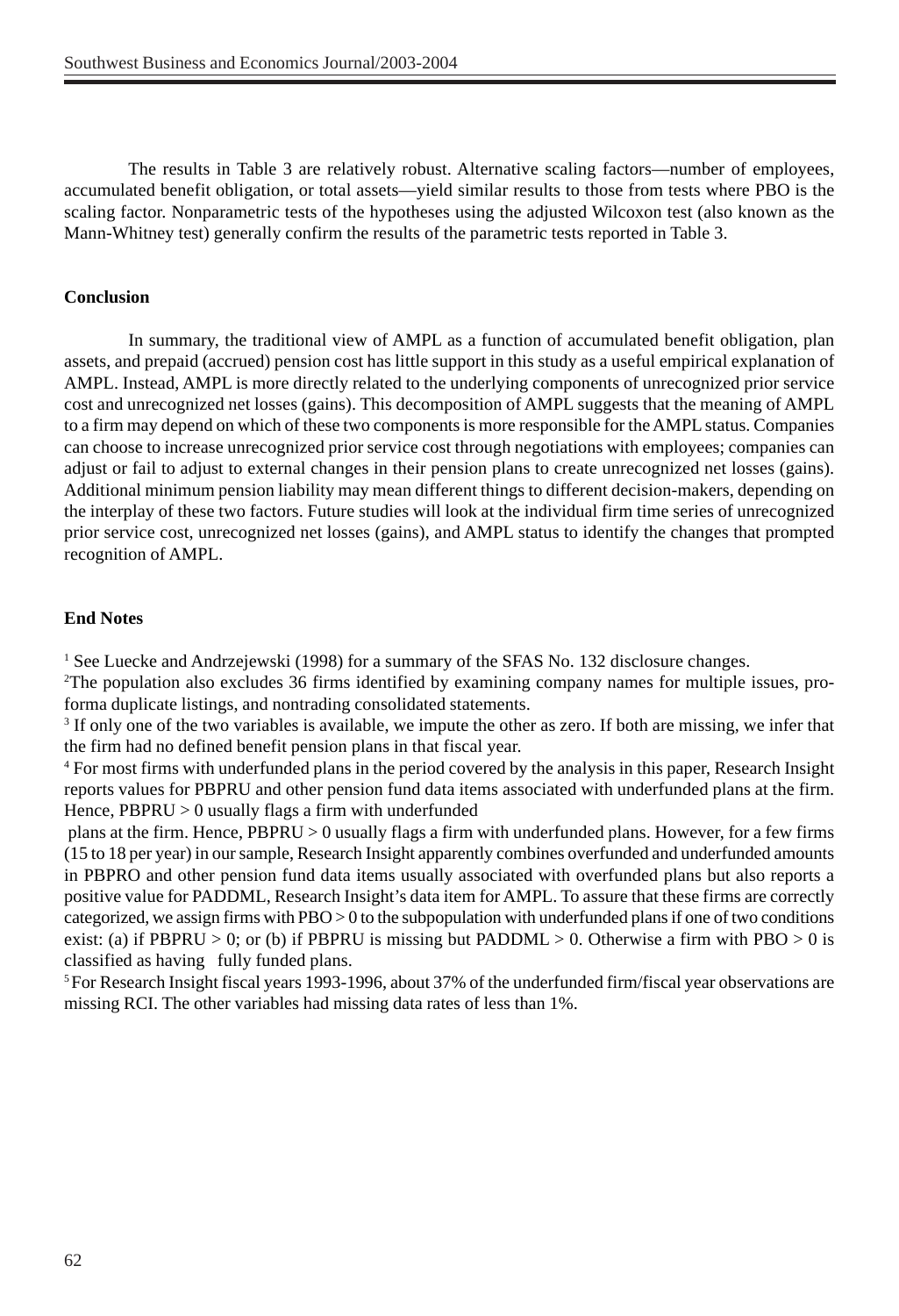The results in Table 3 are relatively robust. Alternative scaling factors—number of employees, accumulated benefit obligation, or total assets—yield similar results to those from tests where PBO is the scaling factor. Nonparametric tests of the hypotheses using the adjusted Wilcoxon test (also known as the Mann-Whitney test) generally confirm the results of the parametric tests reported in Table 3.

## Conclusion

In summary, the traditional view of AMPL as a function of accumulated benefit obligation, plan assets, and prepaid (accrued) pension cost has little support in this study as a useful empirical explanation of AMPL. Instead, AMPL is more directly related to the underlying components of unrecognized prior service cost and unrecognized net losses (gains). This decomposition of AMPL suggests that the meaning of AMPL to a firm may depend on which of these two components is more responsible for the AMPL status. Companies can choose to increase unrecognized prior service cost through negotiations with employees; companies can adjust or fail to adjust to external changes in their pension plans to create unrecognized net losses (gains). Additional minimum pension liability may mean different things to different decision-makers, depending on the interplay of these two factors. Future studies will look at the individual firm time series of unrecognized prior service cost, unrecognized net losses (gains), and AMPL status to identify the changes that prompted recognition of AMPL.

## End Notes

[1] See Luecke and Andrzejewski (1998) for a summary of the SFAS No. 132 disclosure changes.

[2] The population also excludes 36 firms identified by examining company names for multiple issues, pro-forma duplicate listings, and nontrading consolidated statements.

[3] If only one of the two variables is available, we impute the other as zero. If both are missing, we infer that the firm had no defined benefit pension plans in that fiscal year.

[4] For most firms with underfunded plans in the period covered by the analysis in this paper, Research Insight reports values for PBPRU and other pension fund data items associated with underfunded plans at the firm. Hence, PBPRU > 0 usually flags a firm with underfunded

plans at the firm. Hence, PBPRU > 0 usually flags a firm with underfunded plans. However, for a few firms (15 to 18 per year) in our sample, Research Insight apparently combines overfunded and underfunded amounts in PBPRO and other pension fund data items usually associated with overfunded plans but also reports a positive value for PADDML, Research Insight's data item for AMPL. To assure that these firms are correctly categorized, we assign firms with PBO > 0 to the subpopulation with underfunded plans if one of two conditions exist: (a) if PBPRU > 0; or (b) if PBPRU is missing but PADDML > 0. Otherwise a firm with PBO > 0 is classified as having fully funded plans.

[5] For Research Insight fiscal years 1993-1996, about 37% of the underfunded firm/fiscal year observations are missing RCI. The other variables had missing data rates of less than 1%.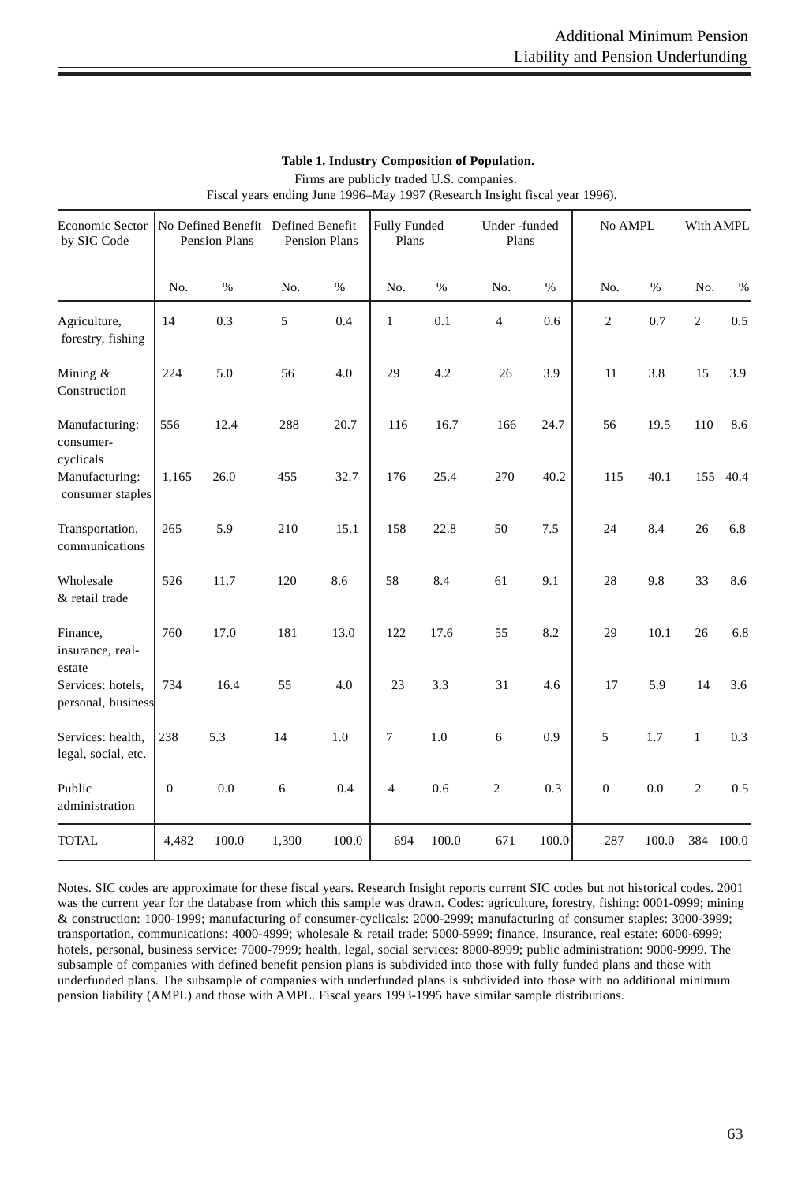**Table 1. Industry Composition of Population.**

Firms are publicly traded U.S. companies.
Fiscal years ending June 1996–May 1997 (Research Insight fiscal year 1996).

| Economic Sector by SIC Code | No Defined Benefit Pension Plans | | Defined Benefit Pension Plans | | Fully Funded Plans | | Under -funded Plans | | No AMPL | | With AMPL | |
|---|---|---|---|---|---|---|---|---|---|---|---|---|
| | No. | % | No. | % | No. | % | No. | % | No. | % | No. | % |
| Agriculture, forestry, fishing | 14 | 0.3 | 5 | 0.4 | 1 | 0.1 | 4 | 0.6 | 2 | 0.7 | 2 | 0.5 |
| Mining & Construction | 224 | 5.0 | 56 | 4.0 | 29 | 4.2 | 26 | 3.9 | 11 | 3.8 | 15 | 3.9 |
| Manufacturing: consumer-cyclicals | 556 | 12.4 | 288 | 20.7 | 116 | 16.7 | 166 | 24.7 | 56 | 19.5 | 110 | 8.6 |
| Manufacturing: consumer staples | 1,165 | 26.0 | 455 | 32.7 | 176 | 25.4 | 270 | 40.2 | 115 | 40.1 | 155 | 40.4 |
| Transportation, communications | 265 | 5.9 | 210 | 15.1 | 158 | 22.8 | 50 | 7.5 | 24 | 8.4 | 26 | 6.8 |
| Wholesale & retail trade | 526 | 11.7 | 120 | 8.6 | 58 | 8.4 | 61 | 9.1 | 28 | 9.8 | 33 | 8.6 |
| Finance, insurance, real-estate | 760 | 17.0 | 181 | 13.0 | 122 | 17.6 | 55 | 8.2 | 29 | 10.1 | 26 | 6.8 |
| Services: hotels, personal, business | 734 | 16.4 | 55 | 4.0 | 23 | 3.3 | 31 | 4.6 | 17 | 5.9 | 14 | 3.6 |
| Services: health, legal, social, etc. | 238 | 5.3 | 14 | 1.0 | 7 | 1.0 | 6 | 0.9 | 5 | 1.7 | 1 | 0.3 |
| Public administration | 0 | 0.0 | 6 | 0.4 | 4 | 0.6 | 2 | 0.3 | 0 | 0.0 | 2 | 0.5 |
| TOTAL | 4,482 | 100.0 | 1,390 | 100.0 | 694 | 100.0 | 671 | 100.0 | 287 | 100.0 | 384 | 100.0 |

Notes. SIC codes are approximate for these fiscal years. Research Insight reports current SIC codes but not historical codes. 2001 was the current year for the database from which this sample was drawn. Codes: agriculture, forestry, fishing: 0001-0999; mining & construction: 1000-1999; manufacturing of consumer-cyclicals: 2000-2999; manufacturing of consumer staples: 3000-3999; transportation, communications: 4000-4999; wholesale & retail trade: 5000-5999; finance, insurance, real estate: 6000-6999; hotels, personal, business service: 7000-7999; health, legal, social services: 8000-8999; public administration: 9000-9999. The subsample of companies with defined benefit pension plans is subdivided into those with fully funded plans and those with underfunded plans. The subsample of companies with underfunded plans is subdivided into those with no additional minimum pension liability (AMPL) and those with AMPL. Fiscal years 1993-1995 have similar sample distributions.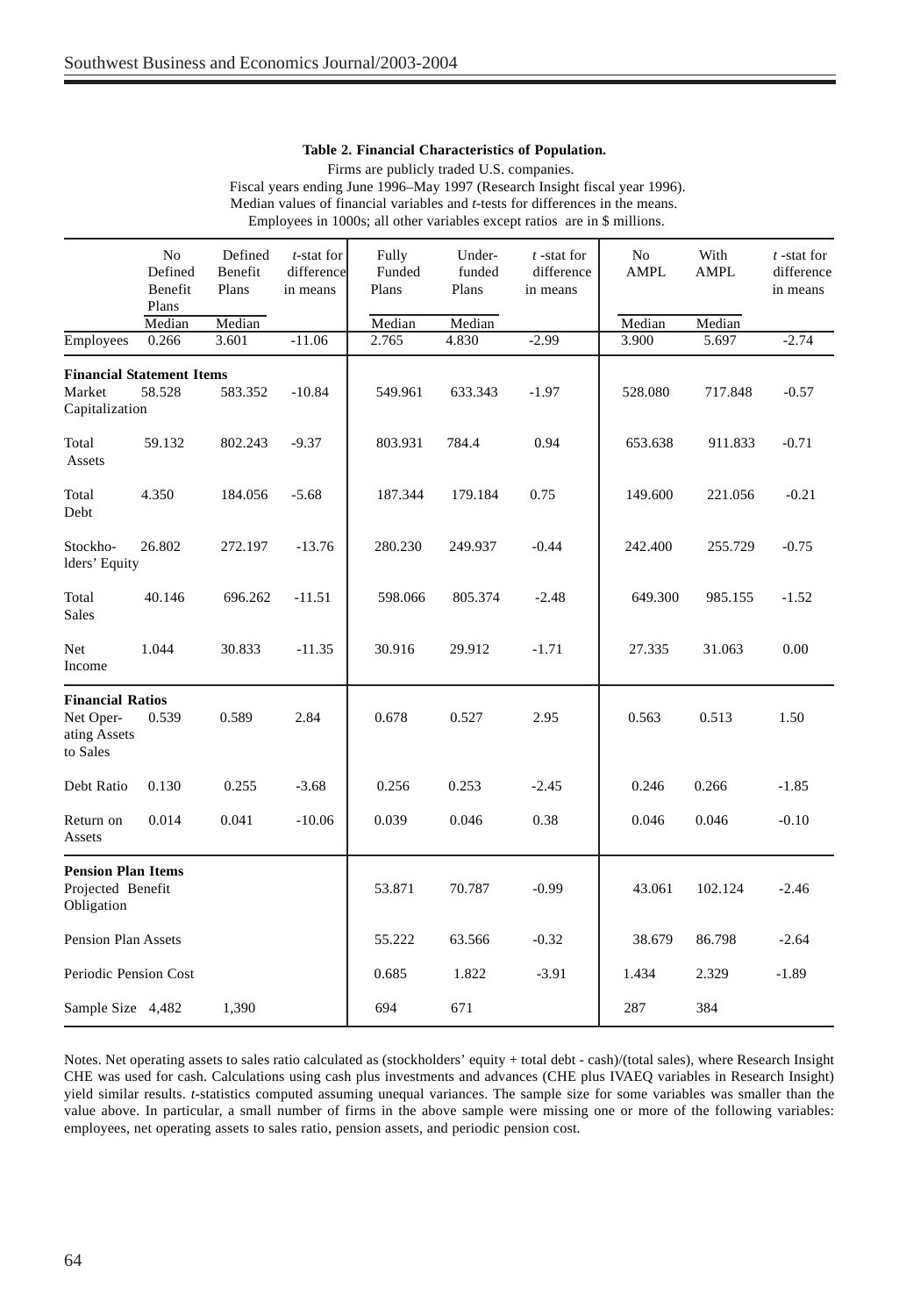**Table 2. Financial Characteristics of Population.**

Firms are publicly traded U.S. companies.
Fiscal years ending June 1996–May 1997 (Research Insight fiscal year 1996).
Median values of financial variables and *t*-tests for differences in the means.
Employees in 1000s; all other variables except ratios are in $ millions.

| | No Defined Benefit Plans | Defined Benefit Plans | *t*-stat for difference in means | Fully Funded Plans | Under-funded Plans | *t*-stat for difference in means | No AMPL | With AMPL | *t*-stat for difference in means |
|---|---|---|---|---|---|---|---|---|---|
| | Median | Median | | Median | Median | | Median | Median | |
| Employees | 0.266 | 3.601 | -11.06 | 2.765 | 4.830 | -2.99 | 3.900 | 5.697 | -2.74 |
| **Financial Statement Items** | | | | | | | | | |
| Market Capitalization | 58.528 | 583.352 | -10.84 | 549.961 | 633.343 | -1.97 | 528.080 | 717.848 | -0.57 |
| Total Assets | 59.132 | 802.243 | -9.37 | 803.931 | 784.4 | 0.94 | 653.638 | 911.833 | -0.71 |
| Total Debt | 4.350 | 184.056 | -5.68 | 187.344 | 179.184 | 0.75 | 149.600 | 221.056 | -0.21 |
| Stockholders' Equity | 26.802 | 272.197 | -13.76 | 280.230 | 249.937 | -0.44 | 242.400 | 255.729 | -0.75 |
| Total Sales | 40.146 | 696.262 | -11.51 | 598.066 | 805.374 | -2.48 | 649.300 | 985.155 | -1.52 |
| Net Income | 1.044 | 30.833 | -11.35 | 30.916 | 29.912 | -1.71 | 27.335 | 31.063 | 0.00 |
| **Financial Ratios** | | | | | | | | | |
| Net Operating Assets to Sales | 0.539 | 0.589 | 2.84 | 0.678 | 0.527 | 2.95 | 0.563 | 0.513 | 1.50 |
| Debt Ratio | 0.130 | 0.255 | -3.68 | 0.256 | 0.253 | -2.45 | 0.246 | 0.266 | -1.85 |
| Return on Assets | 0.014 | 0.041 | -10.06 | 0.039 | 0.046 | 0.38 | 0.046 | 0.046 | -0.10 |
| **Pension Plan Items** | | | | | | | | | |
| Projected Benefit Obligation | | | | 53.871 | 70.787 | -0.99 | 43.061 | 102.124 | -2.46 |
| Pension Plan Assets | | | | 55.222 | 63.566 | -0.32 | 38.679 | 86.798 | -2.64 |
| Periodic Pension Cost | | | | 0.685 | 1.822 | -3.91 | 1.434 | 2.329 | -1.89 |
| Sample Size | 4,482 | 1,390 | | 694 | 671 | | 287 | 384 | |

Notes. Net operating assets to sales ratio calculated as (stockholders' equity + total debt - cash)/(total sales), where Research Insight CHE was used for cash. Calculations using cash plus investments and advances (CHE plus IVAEQ variables in Research Insight) yield similar results. *t*-statistics computed assuming unequal variances. The sample size for some variables was smaller than the value above. In particular, a small number of firms in the above sample were missing one or more of the following variables: employees, net operating assets to sales ratio, pension assets, and periodic pension cost.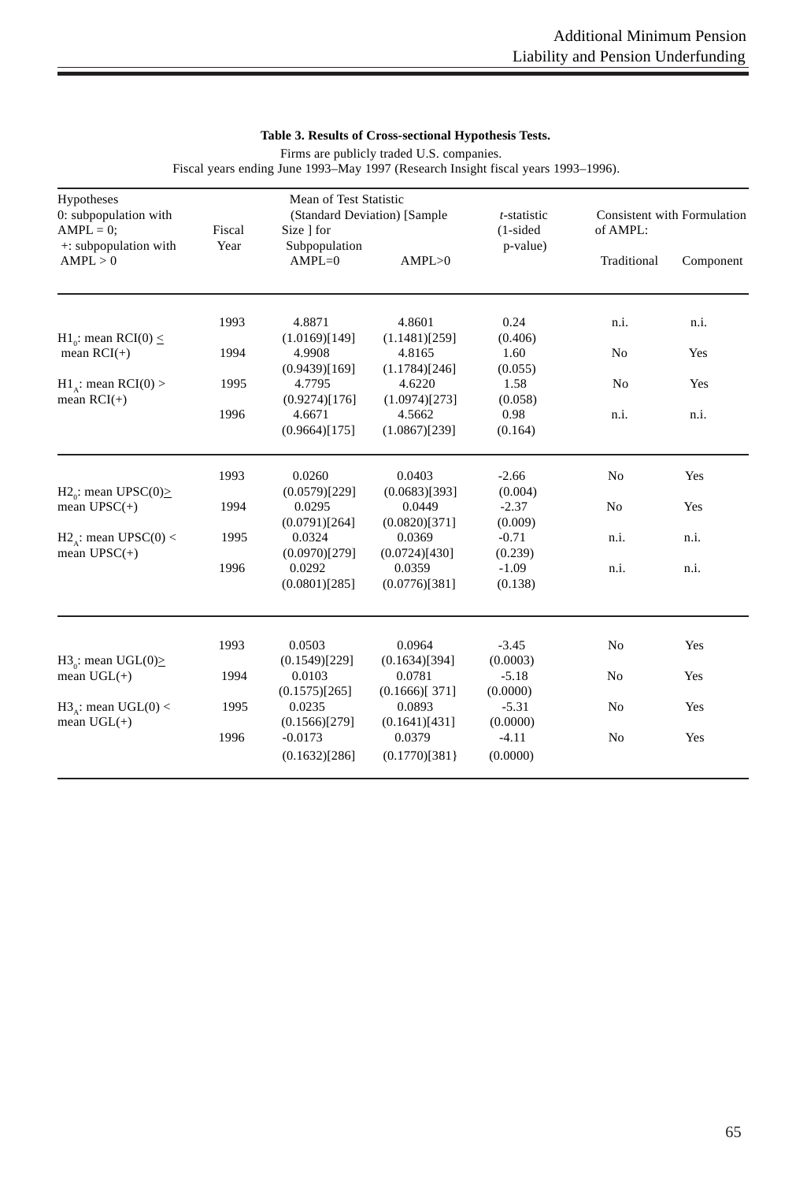**Table 3. Results of Cross-sectional Hypothesis Tests.**

Firms are publicly traded U.S. companies.
Fiscal years ending June 1993–May 1997 (Research Insight fiscal years 1993–1996).

| Hypotheses 0: subpopulation with AMPL = 0; +: subpopulation with AMPL > 0 | Fiscal Year | Mean of Test Statistic (Standard Deviation) [Sample Size ] for Subpopulation AMPL=0 | AMPL>0 | *t*-statistic (1-sided p-value) | Consistent with Formulation of AMPL: Traditional | Component |
|---|---|---|---|---|---|---|
| $H1_0$: mean RCI(0) ≤ mean RCI(+) | 1993 | 4.8871 (1.0169)[149] | 4.8601 (1.1481)[259] | 0.24 (0.406) | n.i. | n.i. |
| | 1994 | 4.9908 (0.9439)[169] | 4.8165 (1.1784)[246] | 1.60 (0.055) | No | Yes |
| $H1_A$: mean RCI(0) > mean RCI(+) | 1995 | 4.7795 (0.9274)[176] | 4.6220 (1.0974)[273] | 1.58 (0.058) | No | Yes |
| | 1996 | 4.6671 (0.9664)[175] | 4.5662 (1.0867)[239] | 0.98 (0.164) | n.i. | n.i. |
| $H2_0$: mean UPSC(0)≥ mean UPSC(+) | 1993 | 0.0260 (0.0579)[229] | 0.0403 (0.0683)[393] | -2.66 (0.004) | No | Yes |
| | 1994 | 0.0295 (0.0791)[264] | 0.0449 (0.0820)[371] | -2.37 (0.009) | No | Yes |
| $H2_A$: mean UPSC(0) < mean UPSC(+) | 1995 | 0.0324 (0.0970)[279] | 0.0369 (0.0724)[430] | -0.71 (0.239) | n.i. | n.i. |
| | 1996 | 0.0292 (0.0801)[285] | 0.0359 (0.0776)[381] | -1.09 (0.138) | n.i. | n.i. |
| $H3_0$: mean UGL(0)≥ mean UGL(+) | 1993 | 0.0503 (0.1549)[229] | 0.0964 (0.1634)[394] | -3.45 (0.0003) | No | Yes |
| | 1994 | 0.0103 (0.1575)[265] | 0.0781 (0.1666)[ 371] | -5.18 (0.0000) | No | Yes |
| $H3_A$: mean UGL(0) < mean UGL(+) | 1995 | 0.0235 (0.1566)[279] | 0.0893 (0.1641)[431] | -5.31 (0.0000) | No | Yes |
| | 1996 | -0.0173 (0.1632)[286] | 0.0379 (0.1770)[381} | -4.11 (0.0000) | No | Yes |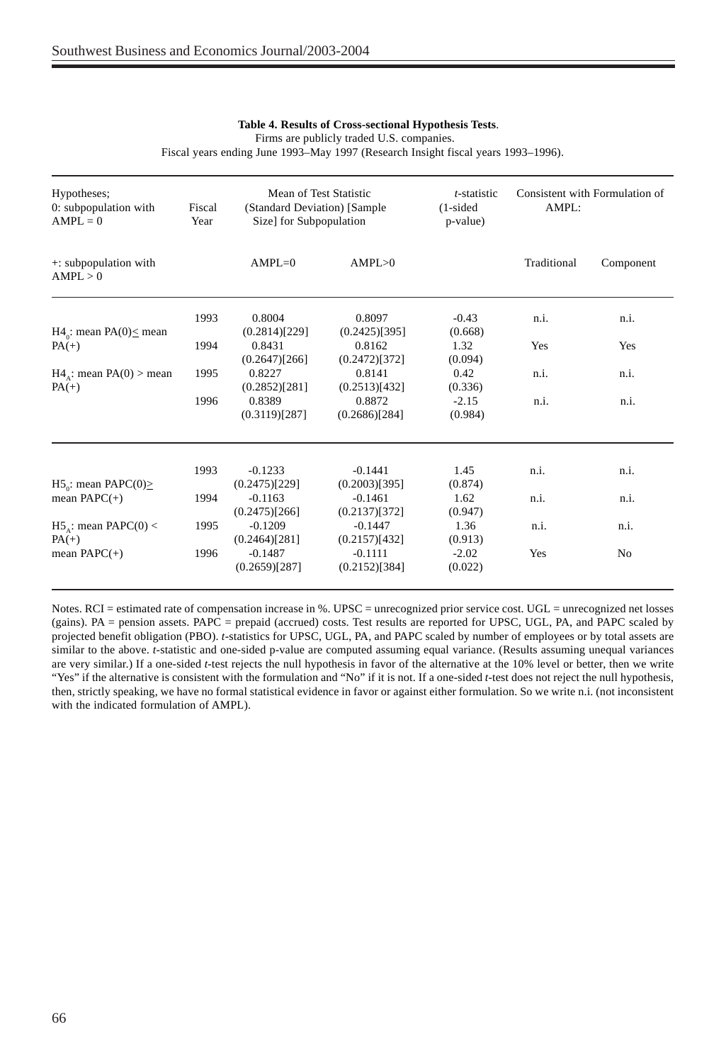**Table 4. Results of Cross-sectional Hypothesis Tests**.
Firms are publicly traded U.S. companies.
Fiscal years ending June 1993–May 1997 (Research Insight fiscal years 1993–1996).

| Hypotheses; 0: subpopulation with AMPL = 0 | Fiscal Year | Mean of Test Statistic (Standard Deviation) [Sample Size] for Subpopulation | | *t*-statistic (1-sided p-value) | Consistent with Formulation of AMPL: | |
|---|---|---|---|---|---|---|
| +: subpopulation with AMPL > 0 | | AMPL=0 | AMPL>0 | | Traditional | Component |
| $H4_0$: mean PA(0) ≤ mean PA(+) | 1993 | 0.8004 (0.2814)[229] | 0.8097 (0.2425)[395] | -0.43 (0.668) | n.i. | n.i. |
| | 1994 | 0.8431 (0.2647)[266] | 0.8162 (0.2472)[372] | 1.32 (0.094) | Yes | Yes |
| $H4_A$: mean PA(0) > mean PA(+) | 1995 | 0.8227 (0.2852)[281] | 0.8141 (0.2513)[432] | 0.42 (0.336) | n.i. | n.i. |
| | 1996 | 0.8389 (0.3119)[287] | 0.8872 (0.2686)[284] | -2.15 (0.984) | n.i. | n.i. |
| $H5_0$: mean PAPC(0) ≥ mean PAPC(+) | 1993 | -0.1233 (0.2475)[229] | -0.1441 (0.2003)[395] | 1.45 (0.874) | n.i. | n.i. |
| | 1994 | -0.1163 (0.2475)[266] | -0.1461 (0.2137)[372] | 1.62 (0.947) | n.i. | n.i. |
| $H5_A$: mean PAPC(0) < PA(+) mean PAPC(+) | 1995 | -0.1209 (0.2464)[281] | -0.1447 (0.2157)[432] | 1.36 (0.913) | n.i. | n.i. |
| | 1996 | -0.1487 (0.2659)[287] | -0.1111 (0.2152)[384] | -2.02 (0.022) | Yes | No |

Notes. RCI = estimated rate of compensation increase in %. UPSC = unrecognized prior service cost. UGL = unrecognized net losses (gains). PA = pension assets. PAPC = prepaid (accrued) costs. Test results are reported for UPSC, UGL, PA, and PAPC scaled by projected benefit obligation (PBO). *t*-statistics for UPSC, UGL, PA, and PAPC scaled by number of employees or by total assets are similar to the above. *t*-statistic and one-sided p-value are computed assuming equal variance. (Results assuming unequal variances are very similar.) If a one-sided *t*-test rejects the null hypothesis in favor of the alternative at the 10% level or better, then we write "Yes" if the alternative is consistent with the formulation and "No" if it is not. If a one-sided *t*-test does not reject the null hypothesis, then, strictly speaking, we have no formal statistical evidence in favor or against either formulation. So we write n.i. (not inconsistent with the indicated formulation of AMPL).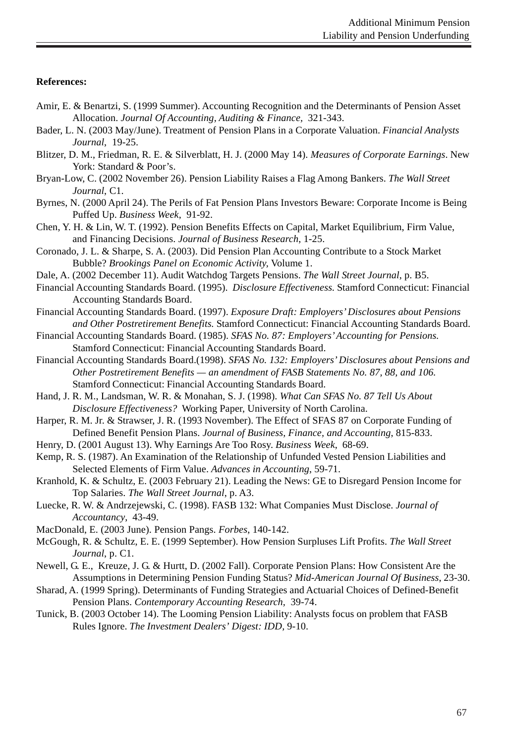**References:**

Amir, E. & Benartzi, S. (1999 Summer). Accounting Recognition and the Determinants of Pension Asset Allocation. *Journal Of Accounting, Auditing & Finance,* 321-343.

Bader, L. N. (2003 May/June). Treatment of Pension Plans in a Corporate Valuation. *Financial Analysts Journal*, 19-25.

Blitzer, D. M., Friedman, R. E. & Silverblatt, H. J. (2000 May 14). *Measures of Corporate Earnings*. New York: Standard & Poor's.

Bryan-Low, C. (2002 November 26). Pension Liability Raises a Flag Among Bankers. *The Wall Street Journal*, C1.

Byrnes, N. (2000 April 24). The Perils of Fat Pension Plans Investors Beware: Corporate Income is Being Puffed Up. *Business Week*, 91-92.

Chen, Y. H. & Lin, W. T. (1992). Pension Benefits Effects on Capital, Market Equilibrium, Firm Value, and Financing Decisions. *Journal of Business Research*, 1-25.

Coronado, J. L. & Sharpe, S. A. (2003). Did Pension Plan Accounting Contribute to a Stock Market Bubble? *Brookings Panel on Economic Activity*, Volume 1.

Dale, A. (2002 December 11). Audit Watchdog Targets Pensions. *The Wall Street Journal*, p. B5.

Financial Accounting Standards Board. (1995). *Disclosure Effectiveness.* Stamford Connecticut: Financial Accounting Standards Board.

Financial Accounting Standards Board. (1997). *Exposure Draft: Employers' Disclosures about Pensions and Other Postretirement Benefits.* Stamford Connecticut: Financial Accounting Standards Board.

Financial Accounting Standards Board. (1985). *SFAS No. 87: Employers' Accounting for Pensions.* Stamford Connecticut: Financial Accounting Standards Board.

Financial Accounting Standards Board.(1998). *SFAS No. 132: Employers' Disclosures about Pensions and Other Postretirement Benefits — an amendment of FASB Statements No. 87, 88, and 106.* Stamford Connecticut: Financial Accounting Standards Board.

Hand, J. R. M., Landsman, W. R. & Monahan, S. J. (1998). *What Can SFAS No. 87 Tell Us About Disclosure Effectiveness?* Working Paper, University of North Carolina.

Harper, R. M. Jr. & Strawser, J. R. (1993 November). The Effect of SFAS 87 on Corporate Funding of Defined Benefit Pension Plans. *Journal of Business, Finance, and Accounting*, 815-833.

Henry, D. (2001 August 13). Why Earnings Are Too Rosy. *Business Week*, 68-69.

Kemp, R. S. (1987). An Examination of the Relationship of Unfunded Vested Pension Liabilities and Selected Elements of Firm Value. *Advances in Accounting*, 59-71.

Kranhold, K. & Schultz, E. (2003 February 21). Leading the News: GE to Disregard Pension Income for Top Salaries. *The Wall Street Journal*, p. A3.

Luecke, R. W. & Andrzejewski, C. (1998). FASB 132: What Companies Must Disclose. *Journal of Accountancy*, 43-49.

MacDonald, E. (2003 June). Pension Pangs. *Forbes*, 140-142.

McGough, R. & Schultz, E. E. (1999 September). How Pension Surpluses Lift Profits. *The Wall Street Journal*, p. C1.

Newell, G. E., Kreuze, J. G. & Hurtt, D. (2002 Fall). Corporate Pension Plans: How Consistent Are the Assumptions in Determining Pension Funding Status? *Mid-American Journal Of Business*, 23-30.

Sharad, A. (1999 Spring). Determinants of Funding Strategies and Actuarial Choices of Defined-Benefit Pension Plans. *Contemporary Accounting Research*, 39-74.

Tunick, B. (2003 October 14). The Looming Pension Liability: Analysts focus on problem that FASB Rules Ignore. *The Investment Dealers' Digest: IDD*, 9-10.